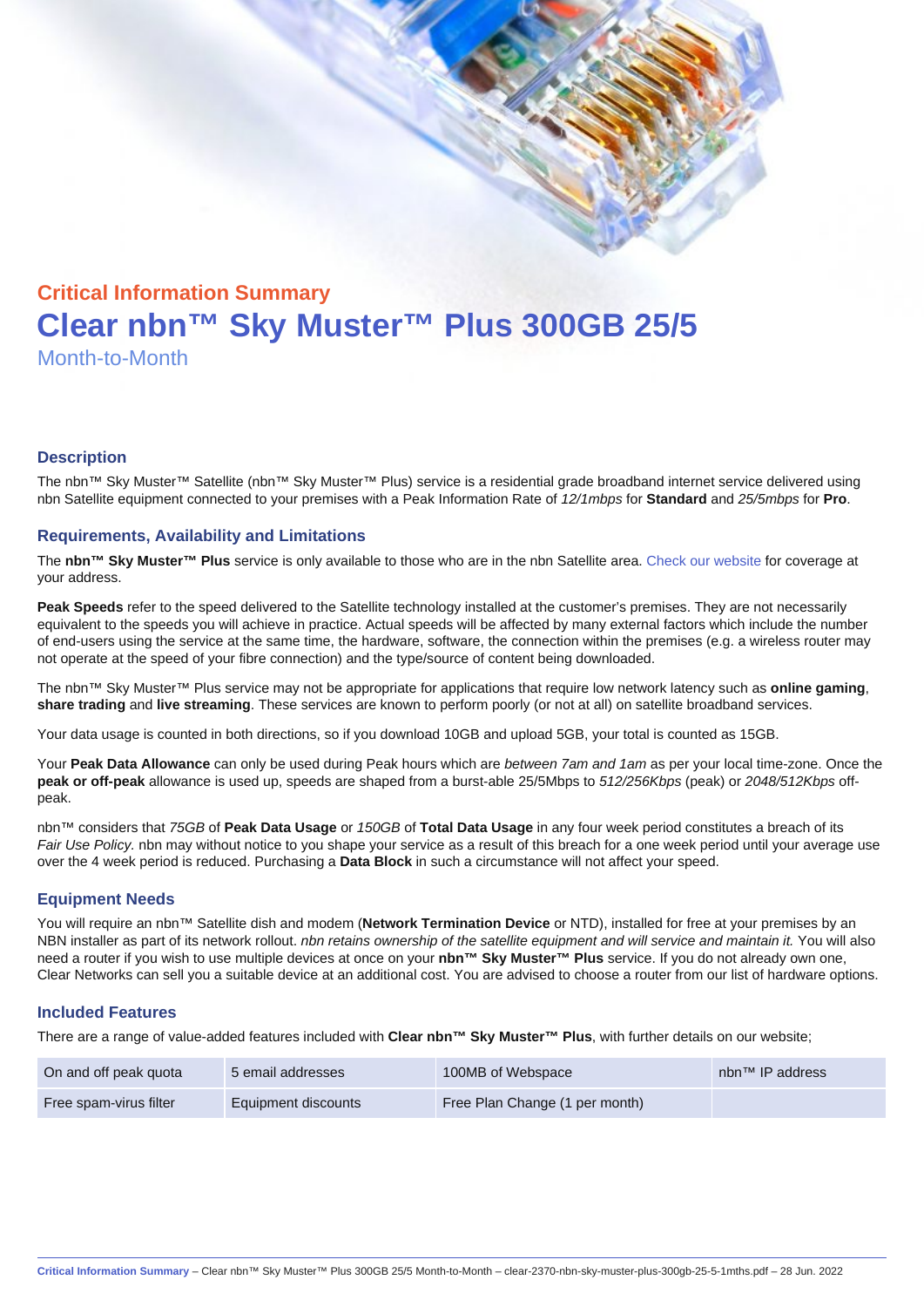## Critical Information Summary

# Clear nbn™ Sky Muster™ Plus 300GB 25/5

Month-to-Month

### Description

The nbn™ Sky Muster™ Satellite (nbn™ Sky Muster™ Plus) service is a residential grade broadband internet service delivered using nbn Satellite equipment connected to your premises with a Peak Information Rate of *12/1mbps* for **Standard** and *25/5mbps* for **Pro**.

### Requirements, Availability and Limitations

The **nbn™ Sky Muster™ Plus** service is only available to those who are in the nbn Satellite area. Check our website for coverage at your address.

**Peak Speeds** refer to the speed delivered to the Satellite technology installed at the customer's premises. They are not necessarily equivalent to the speeds you will achieve in practice. Actual speeds will be affected by many external factors which include the number of end-users using the service at the same time, the hardware, software, the connection within the premises (e.g. a wireless router may not operate at the speed of your fibre connection) and the type/source of content being downloaded.

The nbn™ Sky Muster™ Plus service may not be appropriate for applications that require low network latency such as **online gaming**, **share trading** and **live streaming**. These services are known to perform poorly (or not at all) on satellite broadband services.

Your data usage is counted in both directions, so if you download 10GB and upload 5GB, your total is counted as 15GB.

Your **Peak Data Allowance** can only be used during Peak hours which are *between 7am and 1am* as per your local time-zone. Once the **peak or off-peak** allowance is used up, speeds are shaped from a burst-able 25/5Mbps to *512/256Kbps* (peak) or *2048/512Kbps* off-peak.

nbn™ considers that *75GB* of **Peak Data Usage** or *150GB* of **Total Data Usage** in any four week period constitutes a breach of its *Fair Use Policy.* nbn may without notice to you shape your service as a result of this breach for a one week period until your average use over the 4 week period is reduced. Purchasing a **Data Block** in such a circumstance will not affect your speed.

### Equipment Needs

You will require an nbn™ Satellite dish and modem (**Network Termination Device** or NTD), installed for free at your premises by an NBN installer as part of its network rollout. *nbn retains ownership of the satellite equipment and will service and maintain it.* You will also need a router if you wish to use multiple devices at once on your **nbn™ Sky Muster™ Plus** service. If you do not already own one, Clear Networks can sell you a suitable device at an additional cost. You are advised to choose a router from our list of hardware options.

### Included Features

There are a range of value-added features included with **Clear nbn™ Sky Muster™ Plus**, with further details on our website;

| | | | |
|---|---|---|---|
| On and off peak quota | 5 email addresses | 100MB of Webspace | nbn™ IP address |
| Free spam-virus filter | Equipment discounts | Free Plan Change (1 per month) | |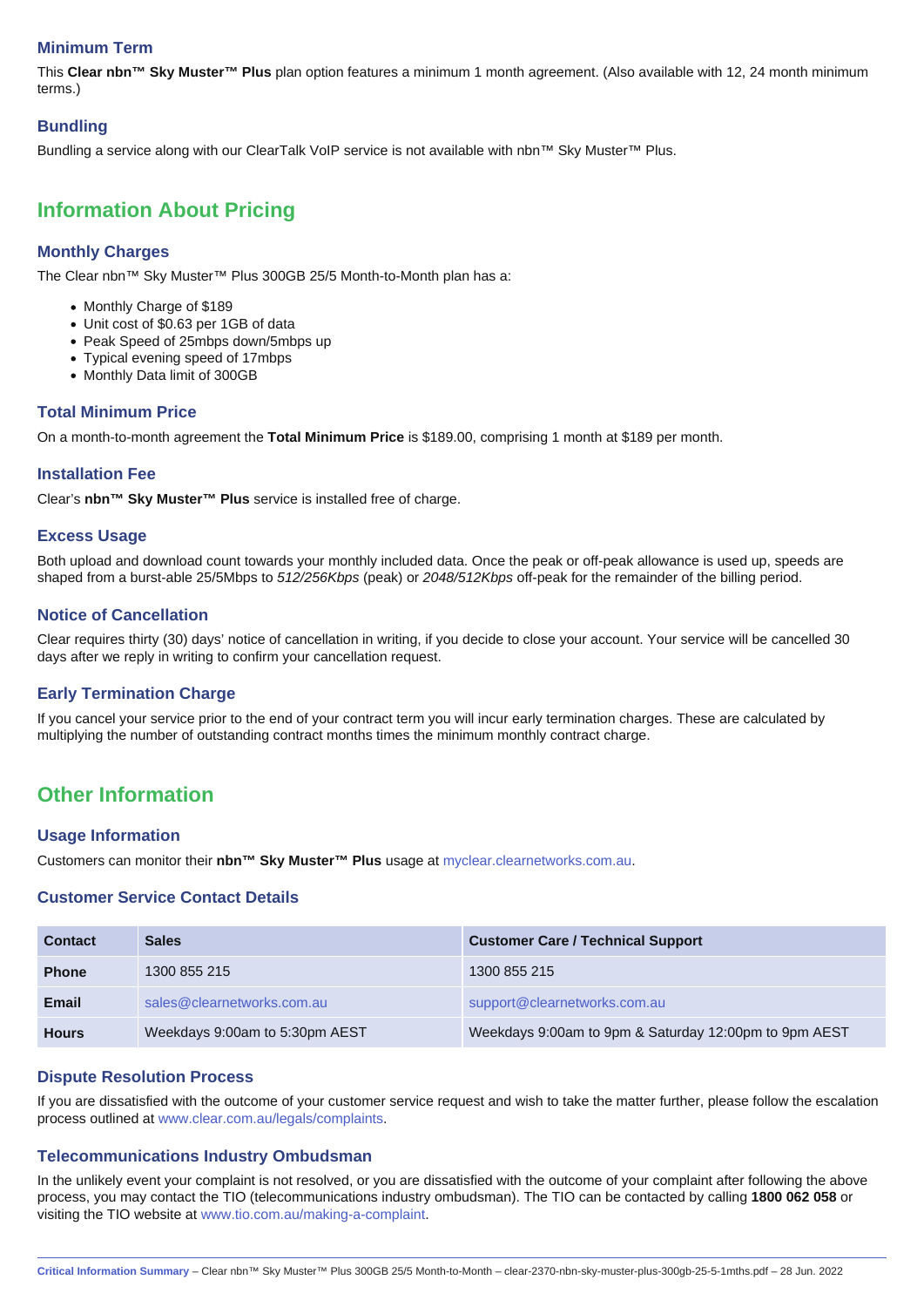### Minimum Term

This **Clear nbn™ Sky Muster™ Plus** plan option features a minimum 1 month agreement. (Also available with 12, 24 month minimum terms.)

### Bundling

Bundling a service along with our ClearTalk VoIP service is not available with nbn™ Sky Muster™ Plus.

## Information About Pricing

### Monthly Charges

The Clear nbn™ Sky Muster™ Plus 300GB 25/5 Month-to-Month plan has a:

- Monthly Charge of $189
- Unit cost of $0.63 per 1GB of data
- Peak Speed of 25mbps down/5mbps up
- Typical evening speed of 17mbps
- Monthly Data limit of 300GB

### Total Minimum Price

On a month-to-month agreement the **Total Minimum Price** is $189.00, comprising 1 month at $189 per month.

### Installation Fee

Clear's **nbn™ Sky Muster™ Plus** service is installed free of charge.

### Excess Usage

Both upload and download count towards your monthly included data. Once the peak or off-peak allowance is used up, speeds are shaped from a burst-able 25/5Mbps to *512/256Kbps* (peak) or *2048/512Kbps* off-peak for the remainder of the billing period.

### Notice of Cancellation

Clear requires thirty (30) days' notice of cancellation in writing, if you decide to close your account. Your service will be cancelled 30 days after we reply in writing to confirm your cancellation request.

### Early Termination Charge

If you cancel your service prior to the end of your contract term you will incur early termination charges. These are calculated by multiplying the number of outstanding contract months times the minimum monthly contract charge.

## Other Information

### Usage Information

Customers can monitor their **nbn™ Sky Muster™ Plus** usage at myclear.clearnetworks.com.au.

### Customer Service Contact Details

| Contact | Sales | Customer Care / Technical Support |
|---|---|---|
| **Phone** | 1300 855 215 | 1300 855 215 |
| **Email** | sales@clearnetworks.com.au | support@clearnetworks.com.au |
| **Hours** | Weekdays 9:00am to 5:30pm AEST | Weekdays 9:00am to 9pm & Saturday 12:00pm to 9pm AEST |

### Dispute Resolution Process

If you are dissatisfied with the outcome of your customer service request and wish to take the matter further, please follow the escalation process outlined at www.clear.com.au/legals/complaints.

### Telecommunications Industry Ombudsman

In the unlikely event your complaint is not resolved, or you are dissatisfied with the outcome of your complaint after following the above process, you may contact the TIO (telecommunications industry ombudsman). The TIO can be contacted by calling **1800 062 058** or visiting the TIO website at www.tio.com.au/making-a-complaint.